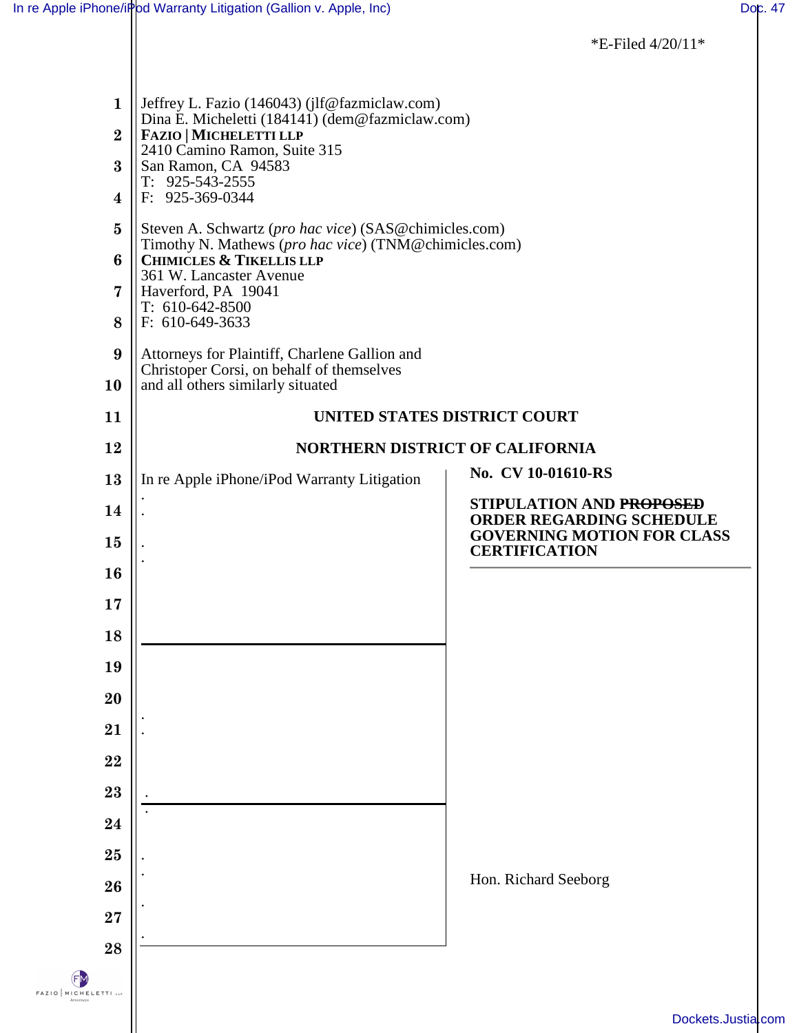*E-Filed 4/20/11*

Jeffrey L. Fazio (146043) (jlf@fazmiclaw.com)
Dina E. Micheletti (184141) (dem@fazmiclaw.com)
**FAZIO | MICHELETTI LLP**
2410 Camino Ramon, Suite 315
San Ramon, CA 94583
T: 925-543-2555
F: 925-369-0344

Steven A. Schwartz (*pro hac vice*) (SAS@chimicles.com)
Timothy N. Mathews (*pro hac vice*) (TNM@chimicles.com)
**CHIMICLES & TIKELLIS LLP**
361 W. Lancaster Avenue
Haverford, PA 19041
T: 610-642-8500
F: 610-649-3633

Attorneys for Plaintiff, Charlene Gallion and Christoper Corsi, on behalf of themselves and all others similarly situated

**UNITED STATES DISTRICT COURT**

**NORTHERN DISTRICT OF CALIFORNIA**

| | |
|---|---|
| In re Apple iPhone/iPod Warranty Litigation | **No. CV 10-01610-RS**<br><br>**STIPULATION AND ~~PROPOSED~~ ORDER REGARDING SCHEDULE GOVERNING MOTION FOR CLASS CERTIFICATION**<br><br>Hon. Richard Seeborg |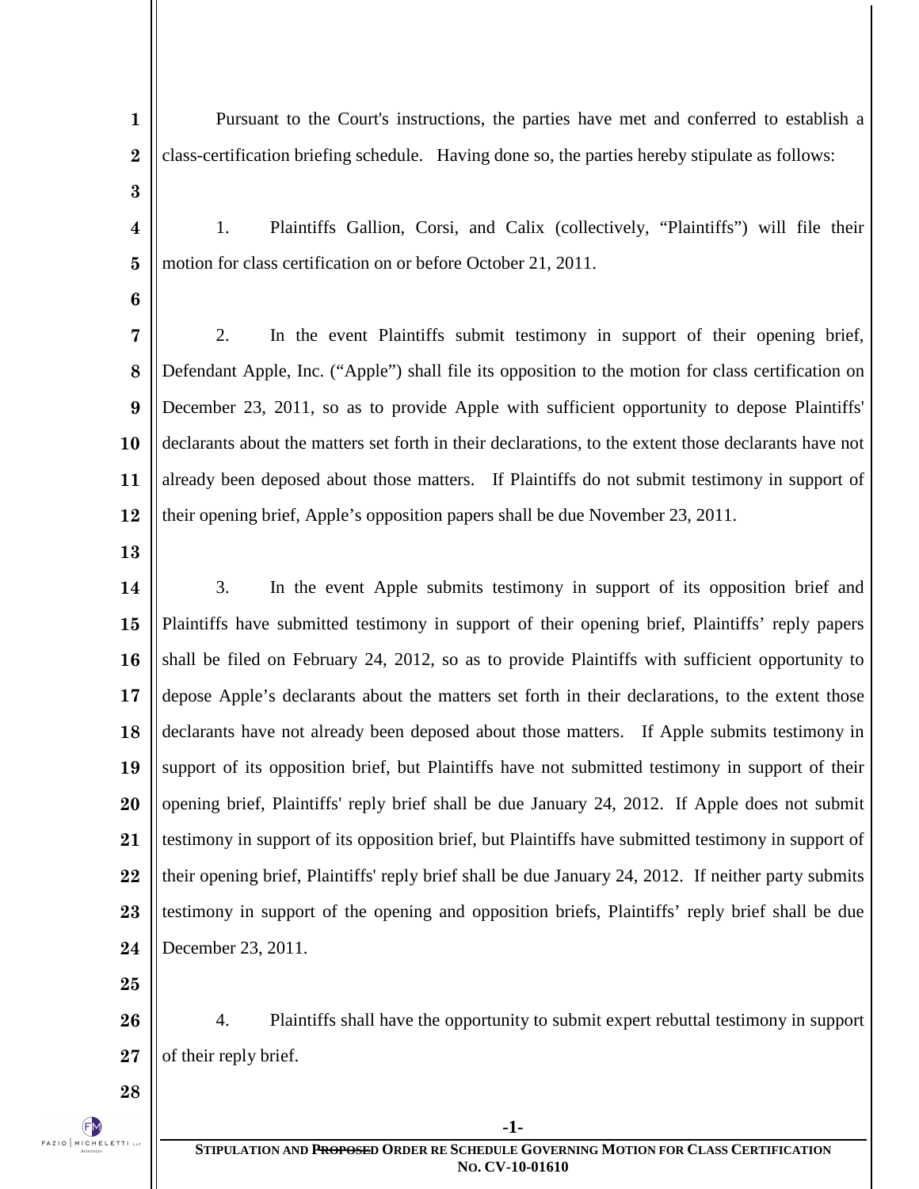Pursuant to the Court's instructions, the parties have met and conferred to establish a class-certification briefing schedule. Having done so, the parties hereby stipulate as follows:

1. Plaintiffs Gallion, Corsi, and Calix (collectively, "Plaintiffs") will file their motion for class certification on or before October 21, 2011.

2. In the event Plaintiffs submit testimony in support of their opening brief, Defendant Apple, Inc. ("Apple") shall file its opposition to the motion for class certification on December 23, 2011, so as to provide Apple with sufficient opportunity to depose Plaintiffs' declarants about the matters set forth in their declarations, to the extent those declarants have not already been deposed about those matters. If Plaintiffs do not submit testimony in support of their opening brief, Apple's opposition papers shall be due November 23, 2011.

3. In the event Apple submits testimony in support of its opposition brief and Plaintiffs have submitted testimony in support of their opening brief, Plaintiffs' reply papers shall be filed on February 24, 2012, so as to provide Plaintiffs with sufficient opportunity to depose Apple's declarants about the matters set forth in their declarations, to the extent those declarants have not already been deposed about those matters. If Apple submits testimony in support of its opposition brief, but Plaintiffs have not submitted testimony in support of their opening brief, Plaintiffs' reply brief shall be due January 24, 2012. If Apple does not submit testimony in support of its opposition brief, but Plaintiffs have submitted testimony in support of their opening brief, Plaintiffs' reply brief shall be due January 24, 2012. If neither party submits testimony in support of the opening and opposition briefs, Plaintiffs' reply brief shall be due December 23, 2011.

4. Plaintiffs shall have the opportunity to submit expert rebuttal testimony in support of their reply brief.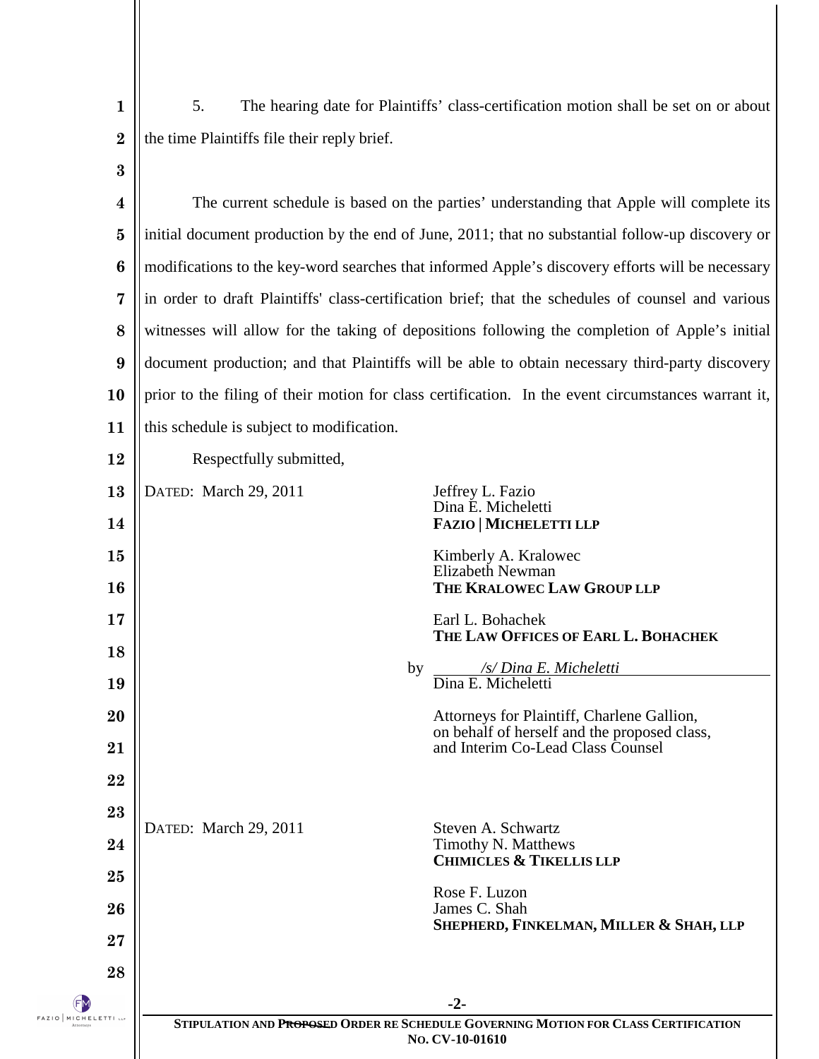5. The hearing date for Plaintiffs' class-certification motion shall be set on or about the time Plaintiffs file their reply brief.

The current schedule is based on the parties' understanding that Apple will complete its initial document production by the end of June, 2011; that no substantial follow-up discovery or modifications to the key-word searches that informed Apple's discovery efforts will be necessary in order to draft Plaintiffs' class-certification brief; that the schedules of counsel and various witnesses will allow for the taking of depositions following the completion of Apple's initial document production; and that Plaintiffs will be able to obtain necessary third-party discovery prior to the filing of their motion for class certification. In the event circumstances warrant it, this schedule is subject to modification.

Respectfully submitted,

DATED: March 29, 2011

Jeffrey L. Fazio
Dina E. Micheletti
**FAZIO | MICHELETTI LLP**

Kimberly A. Kralowec
Elizabeth Newman
**THE KRALOWEC LAW GROUP LLP**

Earl L. Bohachek
**THE LAW OFFICES OF EARL L. BOHACHEK**

by _/s/ Dina E. Micheletti_
Dina E. Micheletti

Attorneys for Plaintiff, Charlene Gallion, on behalf of herself and the proposed class, and Interim Co-Lead Class Counsel

DATED: March 29, 2011

Steven A. Schwartz
Timothy N. Matthews
**CHIMICLES & TIKELLIS LLP**

Rose F. Luzon
James C. Shah
**SHEPHERD, FINKELMAN, MILLER & SHAH, LLP**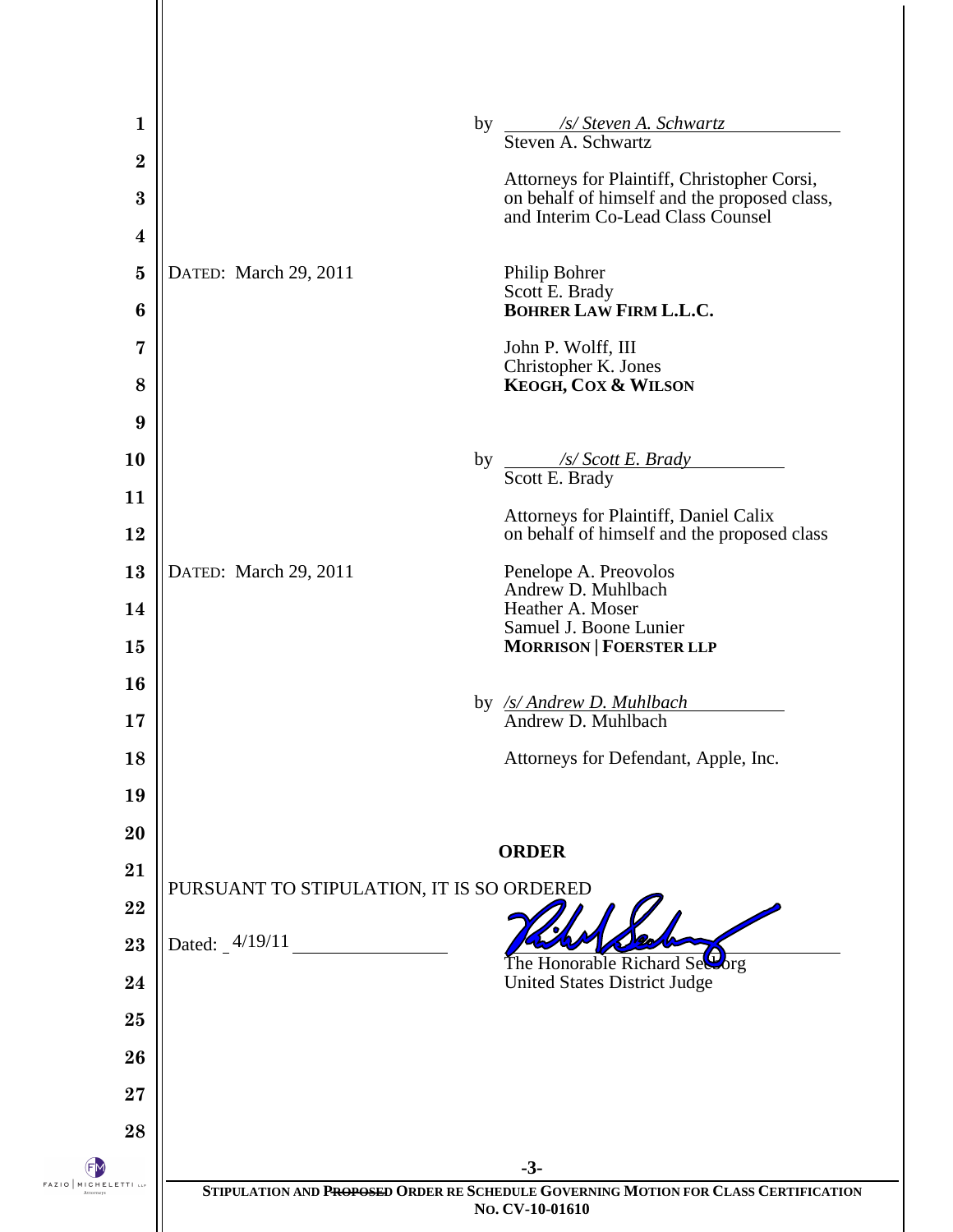by */s/ Steven A. Schwartz*
Steven A. Schwartz

Attorneys for Plaintiff, Christopher Corsi, on behalf of himself and the proposed class, and Interim Co-Lead Class Counsel

DATED: March 29, 2011

Philip Bohrer
Scott E. Brady
**BOHRER LAW FIRM L.L.C.**

John P. Wolff, III
Christopher K. Jones
**KEOGH, COX & WILSON**

by */s/ Scott E. Brady*
Scott E. Brady

Attorneys for Plaintiff, Daniel Calix on behalf of himself and the proposed class

DATED: March 29, 2011

Penelope A. Preovolos
Andrew D. Muhlbach
Heather A. Moser
Samuel J. Boone Lunier
**MORRISON | FOERSTER LLP**

by */s/ Andrew D. Muhlbach*
Andrew D. Muhlbach

Attorneys for Defendant, Apple, Inc.

**ORDER**

PURSUANT TO STIPULATION, IT IS SO ORDERED

Dated: 4/19/11

The Honorable Richard Seeborg
United States District Judge

**STIPULATION AND ~~PROPOSED~~ ORDER RE SCHEDULE GOVERNING MOTION FOR CLASS CERTIFICATION**
**NO. CV-10-01610**